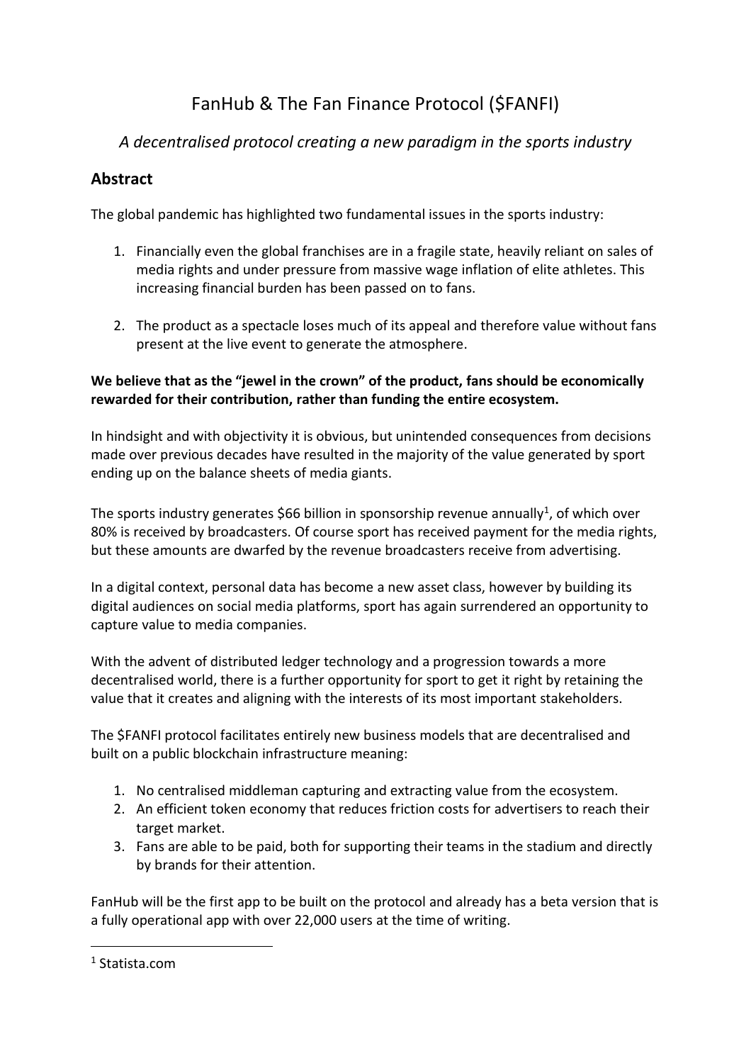# FanHub & The Fan Finance Protocol ($FANFI)

*A decentralised protocol creating a new paradigm in the sports industry*

## Abstract

The global pandemic has highlighted two fundamental issues in the sports industry:

1. Financially even the global franchises are in a fragile state, heavily reliant on sales of media rights and under pressure from massive wage inflation of elite athletes. This increasing financial burden has been passed on to fans.

2. The product as a spectacle loses much of its appeal and therefore value without fans present at the live event to generate the atmosphere.

**We believe that as the "jewel in the crown" of the product, fans should be economically rewarded for their contribution, rather than funding the entire ecosystem.**

In hindsight and with objectivity it is obvious, but unintended consequences from decisions made over previous decades have resulted in the majority of the value generated by sport ending up on the balance sheets of media giants.

The sports industry generates $66 billion in sponsorship revenue annually[1], of which over 80% is received by broadcasters. Of course sport has received payment for the media rights, but these amounts are dwarfed by the revenue broadcasters receive from advertising.

In a digital context, personal data has become a new asset class, however by building its digital audiences on social media platforms, sport has again surrendered an opportunity to capture value to media companies.

With the advent of distributed ledger technology and a progression towards a more decentralised world, there is a further opportunity for sport to get it right by retaining the value that it creates and aligning with the interests of its most important stakeholders.

The $FANFI protocol facilitates entirely new business models that are decentralised and built on a public blockchain infrastructure meaning:

1. No centralised middleman capturing and extracting value from the ecosystem.
2. An efficient token economy that reduces friction costs for advertisers to reach their target market.
3. Fans are able to be paid, both for supporting their teams in the stadium and directly by brands for their attention.

FanHub will be the first app to be built on the protocol and already has a beta version that is a fully operational app with over 22,000 users at the time of writing.

[1] Statista.com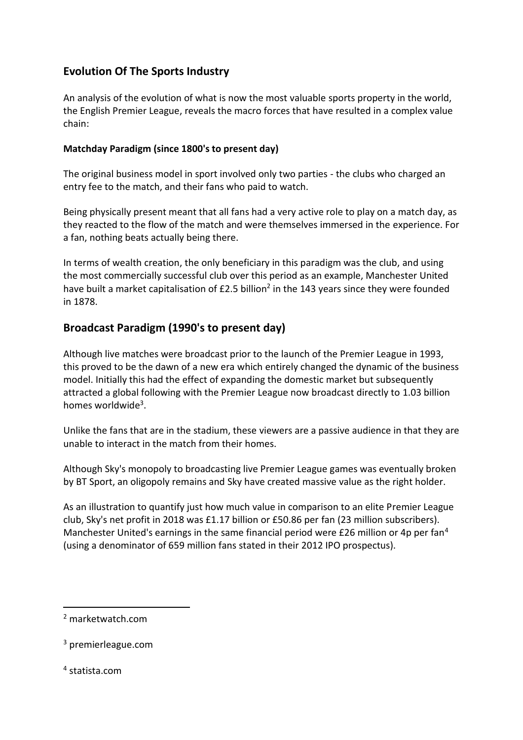## Evolution Of The Sports Industry

An analysis of the evolution of what is now the most valuable sports property in the world, the English Premier League, reveals the macro forces that have resulted in a complex value chain:

### Matchday Paradigm (since 1800's to present day)

The original business model in sport involved only two parties - the clubs who charged an entry fee to the match, and their fans who paid to watch.

Being physically present meant that all fans had a very active role to play on a match day, as they reacted to the flow of the match and were themselves immersed in the experience. For a fan, nothing beats actually being there.

In terms of wealth creation, the only beneficiary in this paradigm was the club, and using the most commercially successful club over this period as an example, Manchester United have built a market capitalisation of £2.5 billion[2] in the 143 years since they were founded in 1878.

## Broadcast Paradigm (1990's to present day)

Although live matches were broadcast prior to the launch of the Premier League in 1993, this proved to be the dawn of a new era which entirely changed the dynamic of the business model. Initially this had the effect of expanding the domestic market but subsequently attracted a global following with the Premier League now broadcast directly to 1.03 billion homes worldwide[3].

Unlike the fans that are in the stadium, these viewers are a passive audience in that they are unable to interact in the match from their homes.

Although Sky's monopoly to broadcasting live Premier League games was eventually broken by BT Sport, an oligopoly remains and Sky have created massive value as the right holder.

As an illustration to quantify just how much value in comparison to an elite Premier League club, Sky's net profit in 2018 was £1.17 billion or £50.86 per fan (23 million subscribers). Manchester United's earnings in the same financial period were £26 million or 4p per fan[4] (using a denominator of 659 million fans stated in their 2012 IPO prospectus).

---

[2] marketwatch.com

[3] premierleague.com

[4] statista.com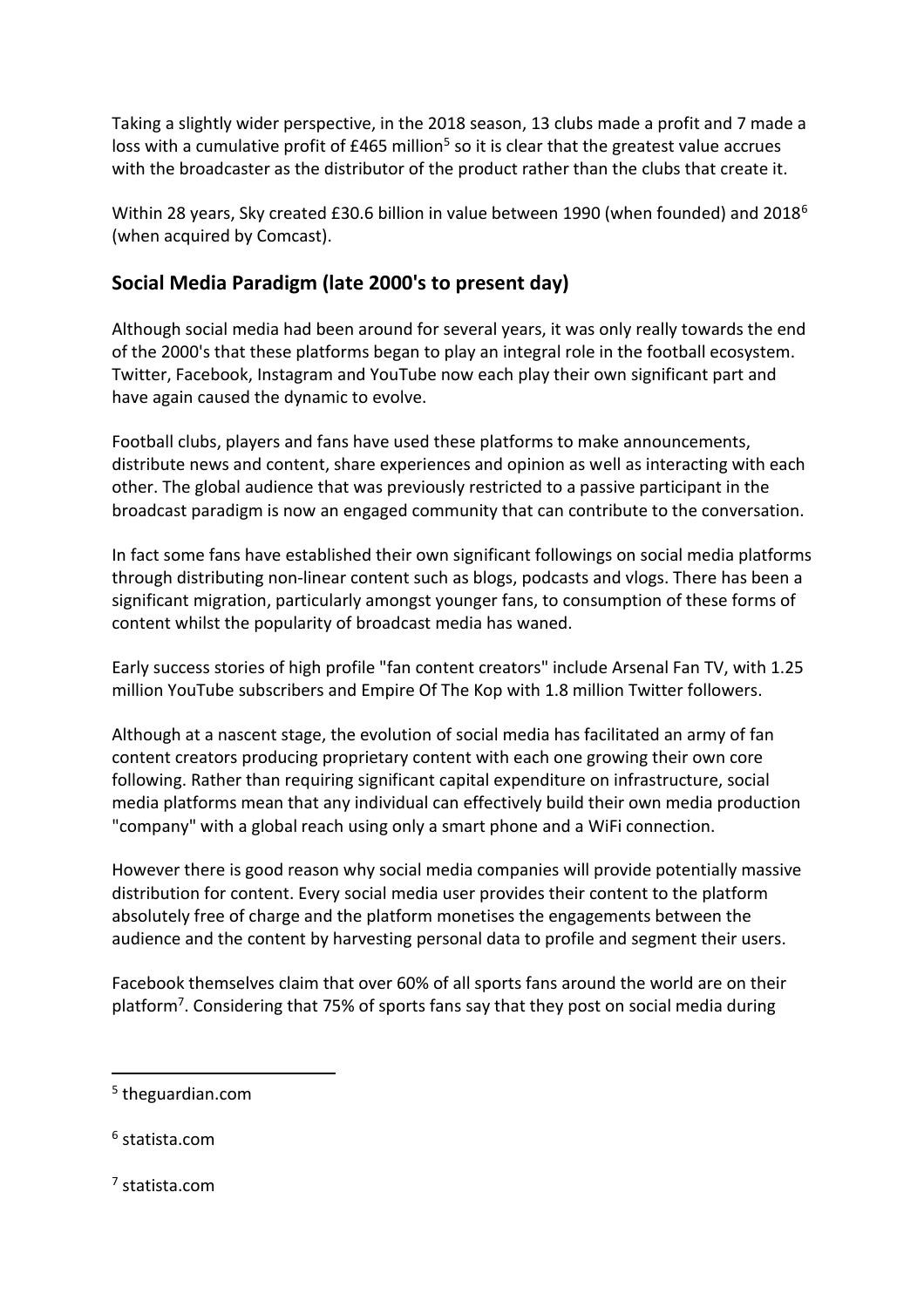Taking a slightly wider perspective, in the 2018 season, 13 clubs made a profit and 7 made a loss with a cumulative profit of £465 million[5] so it is clear that the greatest value accrues with the broadcaster as the distributor of the product rather than the clubs that create it.

Within 28 years, Sky created £30.6 billion in value between 1990 (when founded) and 2018[6] (when acquired by Comcast).

## Social Media Paradigm (late 2000's to present day)

Although social media had been around for several years, it was only really towards the end of the 2000's that these platforms began to play an integral role in the football ecosystem. Twitter, Facebook, Instagram and YouTube now each play their own significant part and have again caused the dynamic to evolve.

Football clubs, players and fans have used these platforms to make announcements, distribute news and content, share experiences and opinion as well as interacting with each other. The global audience that was previously restricted to a passive participant in the broadcast paradigm is now an engaged community that can contribute to the conversation.

In fact some fans have established their own significant followings on social media platforms through distributing non-linear content such as blogs, podcasts and vlogs. There has been a significant migration, particularly amongst younger fans, to consumption of these forms of content whilst the popularity of broadcast media has waned.

Early success stories of high profile "fan content creators" include Arsenal Fan TV, with 1.25 million YouTube subscribers and Empire Of The Kop with 1.8 million Twitter followers.

Although at a nascent stage, the evolution of social media has facilitated an army of fan content creators producing proprietary content with each one growing their own core following. Rather than requiring significant capital expenditure on infrastructure, social media platforms mean that any individual can effectively build their own media production "company" with a global reach using only a smart phone and a WiFi connection.

However there is good reason why social media companies will provide potentially massive distribution for content. Every social media user provides their content to the platform absolutely free of charge and the platform monetises the engagements between the audience and the content by harvesting personal data to profile and segment their users.

Facebook themselves claim that over 60% of all sports fans around the world are on their platform[7]. Considering that 75% of sports fans say that they post on social media during

---

[5] theguardian.com

[6] statista.com

[7] statista.com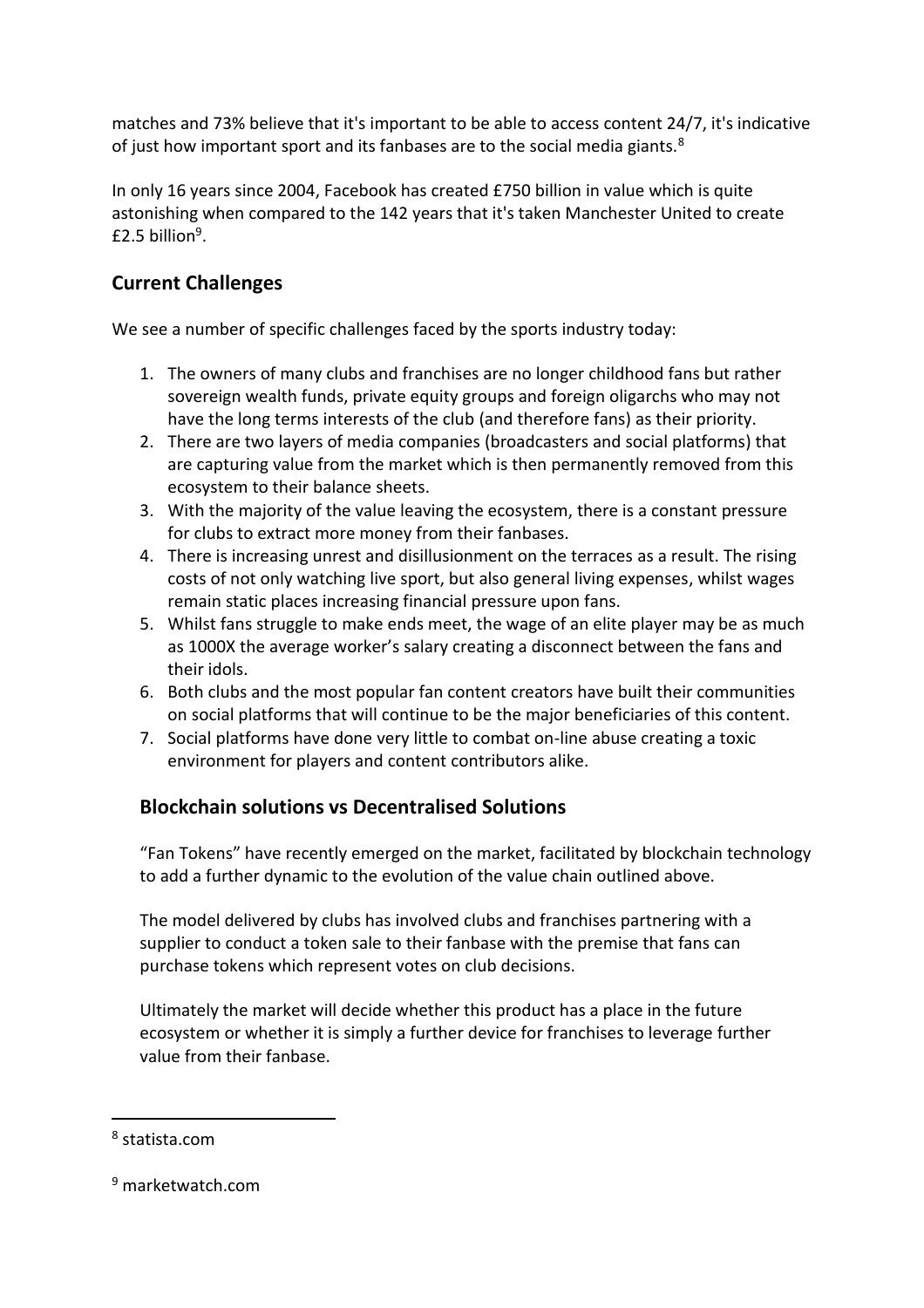matches and 73% believe that it's important to be able to access content 24/7, it's indicative of just how important sport and its fanbases are to the social media giants.[8]

In only 16 years since 2004, Facebook has created £750 billion in value which is quite astonishing when compared to the 142 years that it's taken Manchester United to create £2.5 billion[9].

## Current Challenges

We see a number of specific challenges faced by the sports industry today:

1. The owners of many clubs and franchises are no longer childhood fans but rather sovereign wealth funds, private equity groups and foreign oligarchs who may not have the long terms interests of the club (and therefore fans) as their priority.
2. There are two layers of media companies (broadcasters and social platforms) that are capturing value from the market which is then permanently removed from this ecosystem to their balance sheets.
3. With the majority of the value leaving the ecosystem, there is a constant pressure for clubs to extract more money from their fanbases.
4. There is increasing unrest and disillusionment on the terraces as a result. The rising costs of not only watching live sport, but also general living expenses, whilst wages remain static places increasing financial pressure upon fans.
5. Whilst fans struggle to make ends meet, the wage of an elite player may be as much as 1000X the average worker's salary creating a disconnect between the fans and their idols.
6. Both clubs and the most popular fan content creators have built their communities on social platforms that will continue to be the major beneficiaries of this content.
7. Social platforms have done very little to combat on-line abuse creating a toxic environment for players and content contributors alike.

### Blockchain solutions vs Decentralised Solutions

"Fan Tokens" have recently emerged on the market, facilitated by blockchain technology to add a further dynamic to the evolution of the value chain outlined above.

The model delivered by clubs has involved clubs and franchises partnering with a supplier to conduct a token sale to their fanbase with the premise that fans can purchase tokens which represent votes on club decisions.

Ultimately the market will decide whether this product has a place in the future ecosystem or whether it is simply a further device for franchises to leverage further value from their fanbase.

---

[8] statista.com

[9] marketwatch.com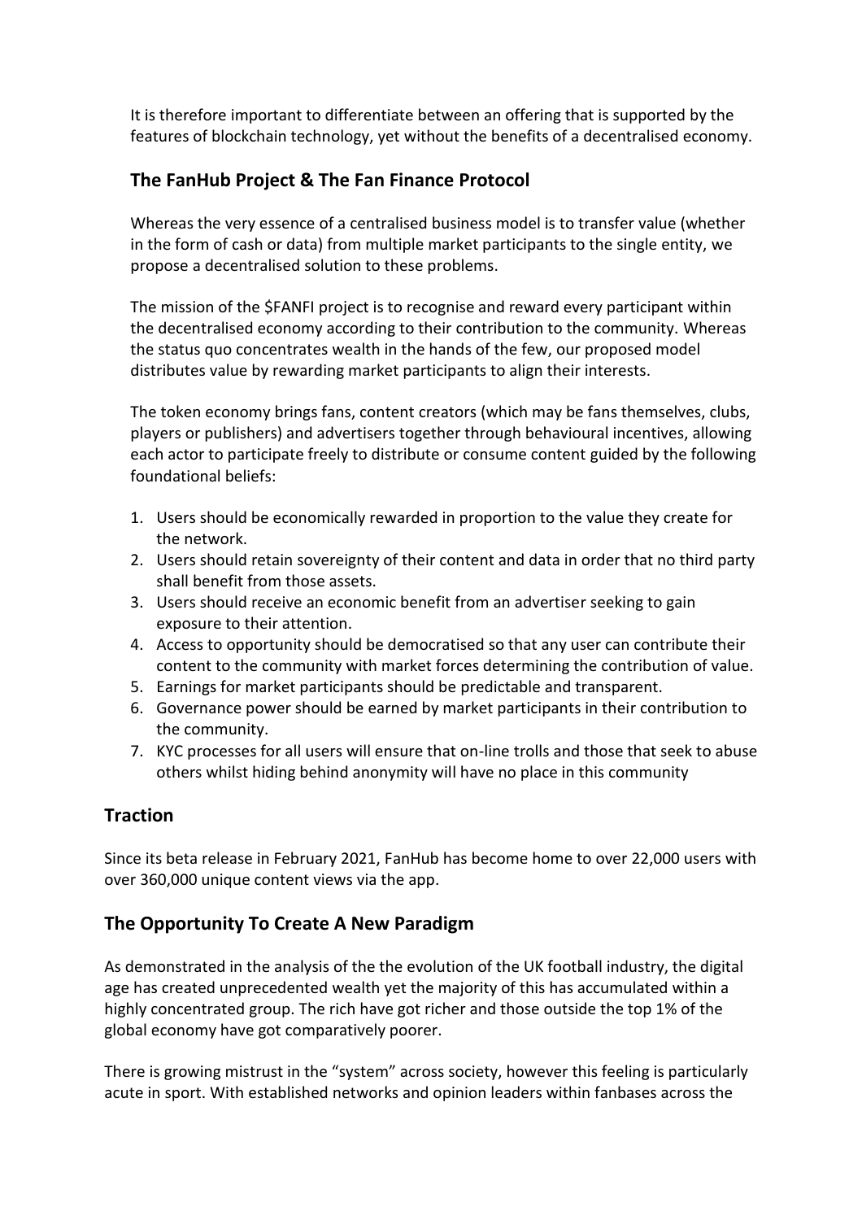It is therefore important to differentiate between an offering that is supported by the features of blockchain technology, yet without the benefits of a decentralised economy.

### The FanHub Project & The Fan Finance Protocol

Whereas the very essence of a centralised business model is to transfer value (whether in the form of cash or data) from multiple market participants to the single entity, we propose a decentralised solution to these problems.

The mission of the $FANFI project is to recognise and reward every participant within the decentralised economy according to their contribution to the community. Whereas the status quo concentrates wealth in the hands of the few, our proposed model distributes value by rewarding market participants to align their interests.

The token economy brings fans, content creators (which may be fans themselves, clubs, players or publishers) and advertisers together through behavioural incentives, allowing each actor to participate freely to distribute or consume content guided by the following foundational beliefs:

1. Users should be economically rewarded in proportion to the value they create for the network.
2. Users should retain sovereignty of their content and data in order that no third party shall benefit from those assets.
3. Users should receive an economic benefit from an advertiser seeking to gain exposure to their attention.
4. Access to opportunity should be democratised so that any user can contribute their content to the community with market forces determining the contribution of value.
5. Earnings for market participants should be predictable and transparent.
6. Governance power should be earned by market participants in their contribution to the community.
7. KYC processes for all users will ensure that on-line trolls and those that seek to abuse others whilst hiding behind anonymity will have no place in this community

## Traction

Since its beta release in February 2021, FanHub has become home to over 22,000 users with over 360,000 unique content views via the app.

## The Opportunity To Create A New Paradigm

As demonstrated in the analysis of the the evolution of the UK football industry, the digital age has created unprecedented wealth yet the majority of this has accumulated within a highly concentrated group. The rich have got richer and those outside the top 1% of the global economy have got comparatively poorer.

There is growing mistrust in the "system" across society, however this feeling is particularly acute in sport. With established networks and opinion leaders within fanbases across the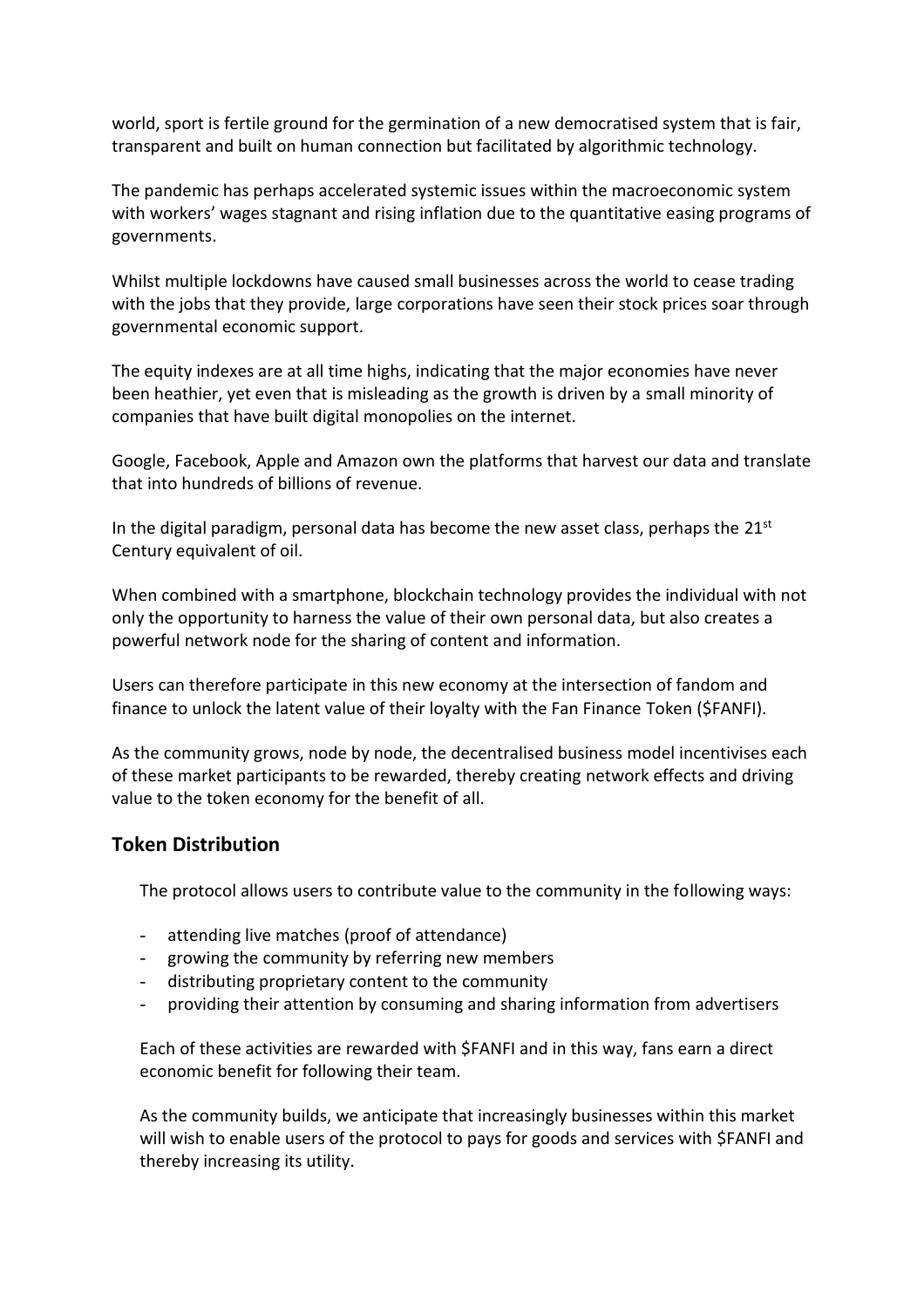world, sport is fertile ground for the germination of a new democratised system that is fair, transparent and built on human connection but facilitated by algorithmic technology.

The pandemic has perhaps accelerated systemic issues within the macroeconomic system with workers' wages stagnant and rising inflation due to the quantitative easing programs of governments.

Whilst multiple lockdowns have caused small businesses across the world to cease trading with the jobs that they provide, large corporations have seen their stock prices soar through governmental economic support.

The equity indexes are at all time highs, indicating that the major economies have never been heathier, yet even that is misleading as the growth is driven by a small minority of companies that have built digital monopolies on the internet.

Google, Facebook, Apple and Amazon own the platforms that harvest our data and translate that into hundreds of billions of revenue.

In the digital paradigm, personal data has become the new asset class, perhaps the 21st Century equivalent of oil.

When combined with a smartphone, blockchain technology provides the individual with not only the opportunity to harness the value of their own personal data, but also creates a powerful network node for the sharing of content and information.

Users can therefore participate in this new economy at the intersection of fandom and finance to unlock the latent value of their loyalty with the Fan Finance Token ($FANFI).

As the community grows, node by node, the decentralised business model incentivises each of these market participants to be rewarded, thereby creating network effects and driving value to the token economy for the benefit of all.

## Token Distribution

The protocol allows users to contribute value to the community in the following ways:

- attending live matches (proof of attendance)
- growing the community by referring new members
- distributing proprietary content to the community
- providing their attention by consuming and sharing information from advertisers

Each of these activities are rewarded with $FANFI and in this way, fans earn a direct economic benefit for following their team.

As the community builds, we anticipate that increasingly businesses within this market will wish to enable users of the protocol to pays for goods and services with $FANFI and thereby increasing its utility.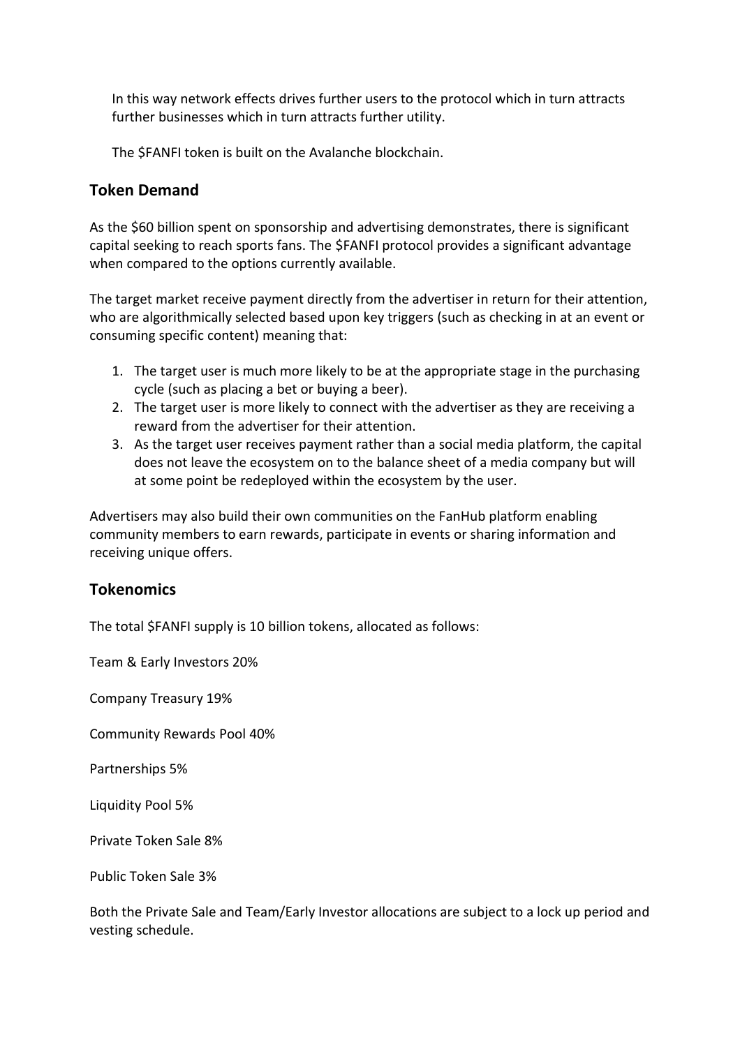In this way network effects drives further users to the protocol which in turn attracts further businesses which in turn attracts further utility.

The $FANFI token is built on the Avalanche blockchain.

## Token Demand

As the $60 billion spent on sponsorship and advertising demonstrates, there is significant capital seeking to reach sports fans. The $FANFI protocol provides a significant advantage when compared to the options currently available.

The target market receive payment directly from the advertiser in return for their attention, who are algorithmically selected based upon key triggers (such as checking in at an event or consuming specific content) meaning that:

1. The target user is much more likely to be at the appropriate stage in the purchasing cycle (such as placing a bet or buying a beer).
2. The target user is more likely to connect with the advertiser as they are receiving a reward from the advertiser for their attention.
3. As the target user receives payment rather than a social media platform, the capital does not leave the ecosystem on to the balance sheet of a media company but will at some point be redeployed within the ecosystem by the user.

Advertisers may also build their own communities on the FanHub platform enabling community members to earn rewards, participate in events or sharing information and receiving unique offers.

## Tokenomics

The total $FANFI supply is 10 billion tokens, allocated as follows:

Team & Early Investors 20%

Company Treasury 19%

Community Rewards Pool 40%

Partnerships 5%

Liquidity Pool 5%

Private Token Sale 8%

Public Token Sale 3%

Both the Private Sale and Team/Early Investor allocations are subject to a lock up period and vesting schedule.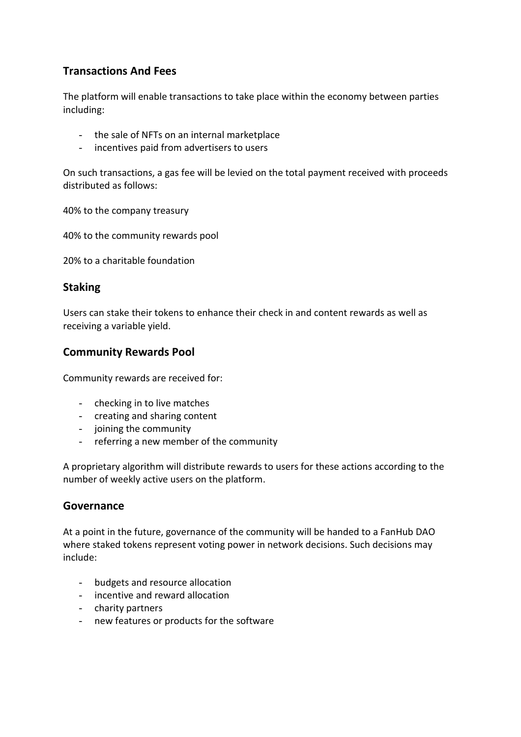## Transactions And Fees

The platform will enable transactions to take place within the economy between parties including:

- the sale of NFTs on an internal marketplace
- incentives paid from advertisers to users

On such transactions, a gas fee will be levied on the total payment received with proceeds distributed as follows:

40% to the company treasury

40% to the community rewards pool

20% to a charitable foundation

## Staking

Users can stake their tokens to enhance their check in and content rewards as well as receiving a variable yield.

## Community Rewards Pool

Community rewards are received for:

- checking in to live matches
- creating and sharing content
- joining the community
- referring a new member of the community

A proprietary algorithm will distribute rewards to users for these actions according to the number of weekly active users on the platform.

## Governance

At a point in the future, governance of the community will be handed to a FanHub DAO where staked tokens represent voting power in network decisions. Such decisions may include:

- budgets and resource allocation
- incentive and reward allocation
- charity partners
- new features or products for the software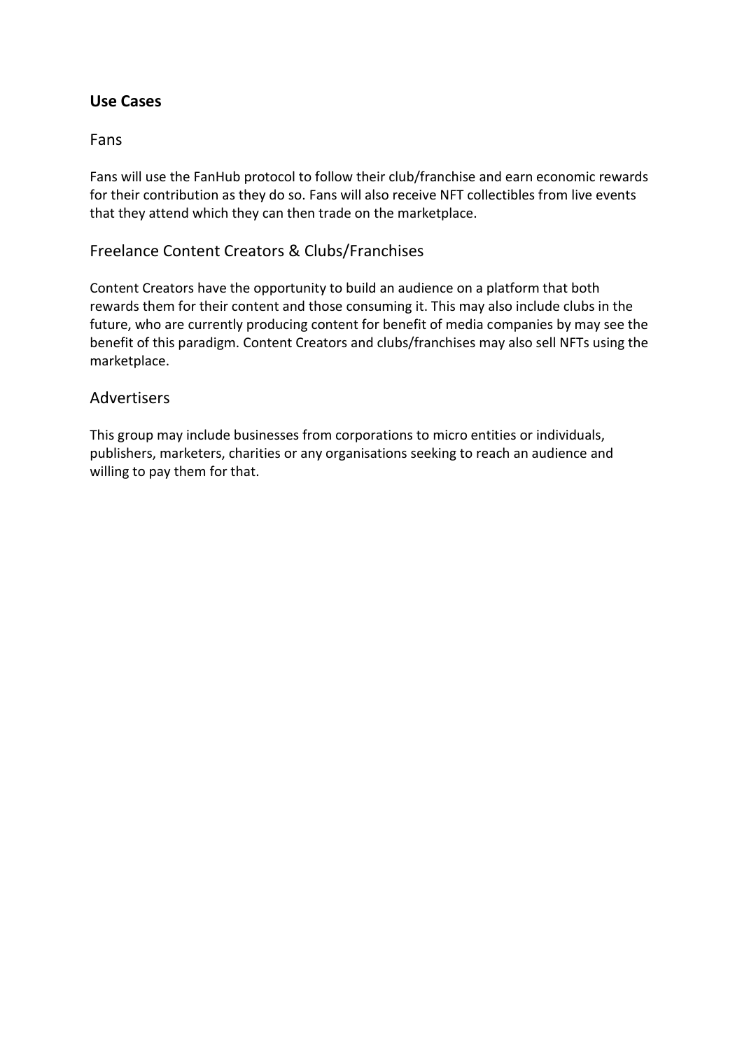## Use Cases

### Fans

Fans will use the FanHub protocol to follow their club/franchise and earn economic rewards for their contribution as they do so. Fans will also receive NFT collectibles from live events that they attend which they can then trade on the marketplace.

### Freelance Content Creators & Clubs/Franchises

Content Creators have the opportunity to build an audience on a platform that both rewards them for their content and those consuming it. This may also include clubs in the future, who are currently producing content for benefit of media companies by may see the benefit of this paradigm. Content Creators and clubs/franchises may also sell NFTs using the marketplace.

### Advertisers

This group may include businesses from corporations to micro entities or individuals, publishers, marketers, charities or any organisations seeking to reach an audience and willing to pay them for that.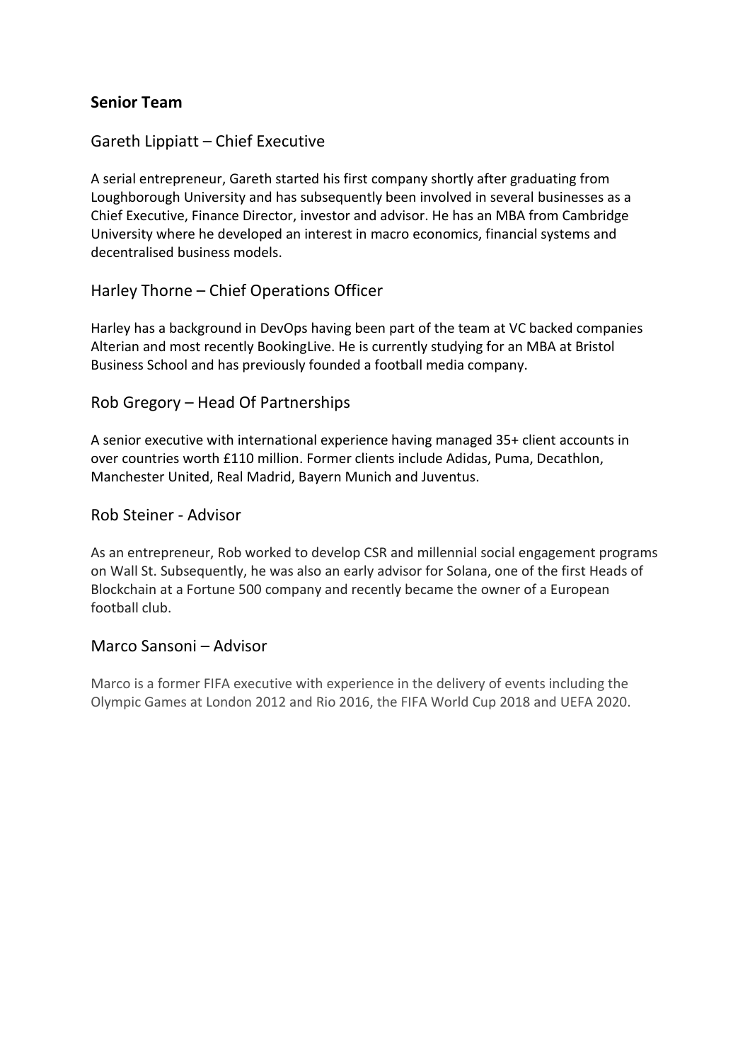## Senior Team

### Gareth Lippiatt – Chief Executive

A serial entrepreneur, Gareth started his first company shortly after graduating from Loughborough University and has subsequently been involved in several businesses as a Chief Executive, Finance Director, investor and advisor. He has an MBA from Cambridge University where he developed an interest in macro economics, financial systems and decentralised business models.

### Harley Thorne – Chief Operations Officer

Harley has a background in DevOps having been part of the team at VC backed companies Alterian and most recently BookingLive. He is currently studying for an MBA at Bristol Business School and has previously founded a football media company.

### Rob Gregory – Head Of Partnerships

A senior executive with international experience having managed 35+ client accounts in over countries worth £110 million. Former clients include Adidas, Puma, Decathlon, Manchester United, Real Madrid, Bayern Munich and Juventus.

### Rob Steiner - Advisor

As an entrepreneur, Rob worked to develop CSR and millennial social engagement programs on Wall St. Subsequently, he was also an early advisor for Solana, one of the first Heads of Blockchain at a Fortune 500 company and recently became the owner of a European football club.

### Marco Sansoni – Advisor

Marco is a former FIFA executive with experience in the delivery of events including the Olympic Games at London 2012 and Rio 2016, the FIFA World Cup 2018 and UEFA 2020.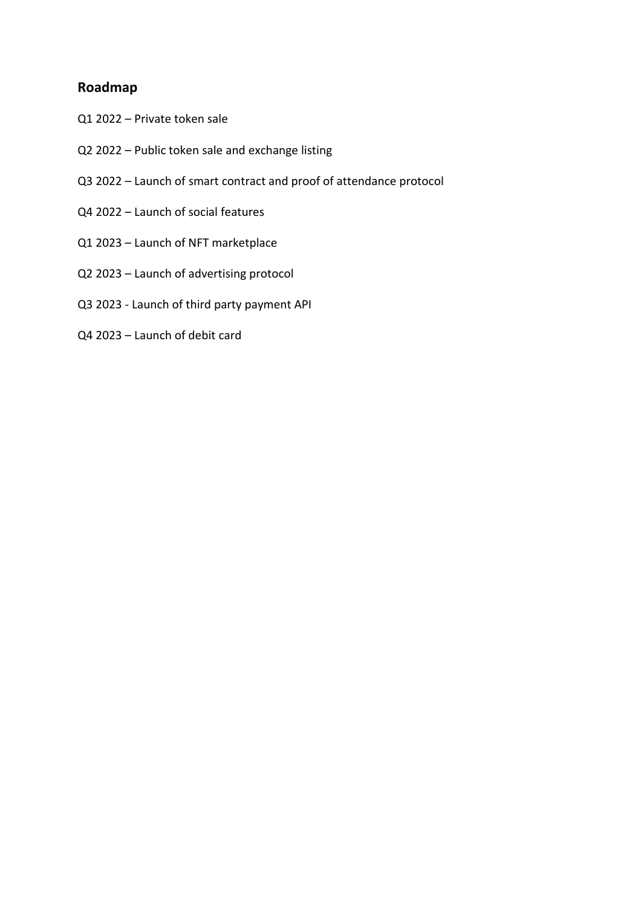## Roadmap

Q1 2022 – Private token sale

Q2 2022 – Public token sale and exchange listing

Q3 2022 – Launch of smart contract and proof of attendance protocol

Q4 2022 – Launch of social features

Q1 2023 – Launch of NFT marketplace

Q2 2023 – Launch of advertising protocol

Q3 2023 - Launch of third party payment API

Q4 2023 – Launch of debit card